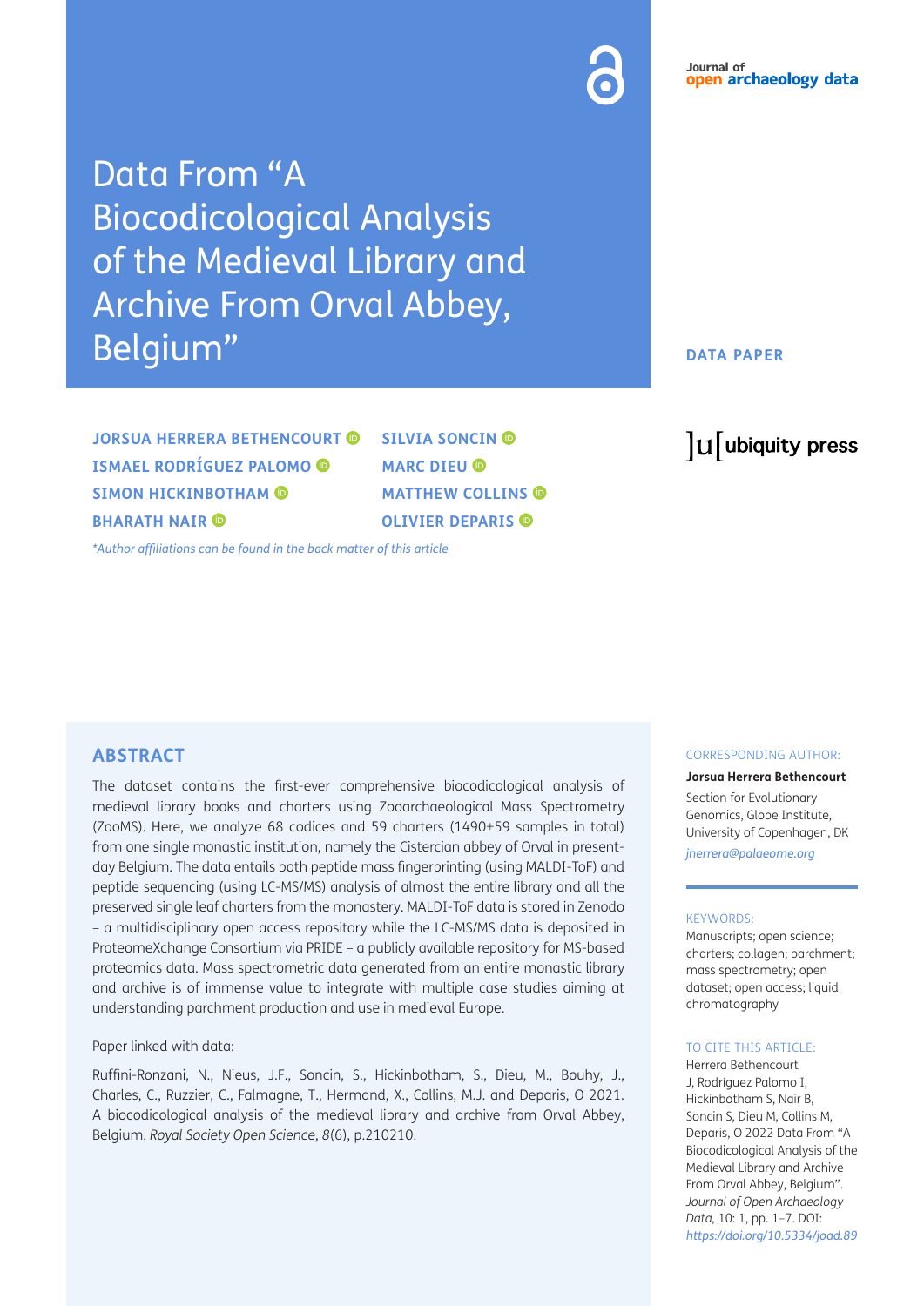# Data From "A Biocodicological Analysis of the Medieval Library and Archive From Orval Abbey, Belgium"

**DATA PAPER**

**JORSUA HERRERA BETHENCOURT**
**ISMAEL RODRÍGUEZ PALOMO**
**SIMON HICKINBOTHAM**
**BHARATH NAIR**
**SILVIA SONCIN**
**MARC DIEU**
**MATTHEW COLLINS**
**OLIVIER DEPARIS**

*\*Author affiliations can be found in the back matter of this article*

## ABSTRACT

The dataset contains the first-ever comprehensive biocodicological analysis of medieval library books and charters using Zooarchaeological Mass Spectrometry (ZooMS). Here, we analyze 68 codices and 59 charters (1490+59 samples in total) from one single monastic institution, namely the Cistercian abbey of Orval in present-day Belgium. The data entails both peptide mass fingerprinting (using MALDI-ToF) and peptide sequencing (using LC-MS/MS) analysis of almost the entire library and all the preserved single leaf charters from the monastery. MALDI-ToF data is stored in Zenodo – a multidisciplinary open access repository while the LC-MS/MS data is deposited in ProteomeXchange Consortium via PRIDE – a publicly available repository for MS-based proteomics data. Mass spectrometric data generated from an entire monastic library and archive is of immense value to integrate with multiple case studies aiming at understanding parchment production and use in medieval Europe.

Paper linked with data:

Ruffini-Ronzani, N., Nieus, J.F., Soncin, S., Hickinbotham, S., Dieu, M., Bouhy, J., Charles, C., Ruzzier, C., Falmagne, T., Hermand, X., Collins, M.J. and Deparis, O 2021. A biocodicological analysis of the medieval library and archive from Orval Abbey, Belgium. *Royal Society Open Science*, *8*(6), p.210210.

CORRESPONDING AUTHOR:

**Jorsua Herrera Bethencourt**

Section for Evolutionary Genomics, Globe Institute, University of Copenhagen, DK

*jherrera@palaeome.org*

KEYWORDS:

Manuscripts; open science; charters; collagen; parchment; mass spectrometry; open dataset; open access; liquid chromatography

TO CITE THIS ARTICLE:

Herrera Bethencourt J, Rodriguez Palomo I, Hickinbotham S, Nair B, Soncin S, Dieu M, Collins M, Deparis, O 2022 Data From "A Biocodicological Analysis of the Medieval Library and Archive From Orval Abbey, Belgium". *Journal of Open Archaeology Data,* 10: 1, pp. 1–7. DOI: *https://doi.org/10.5334/joad.89*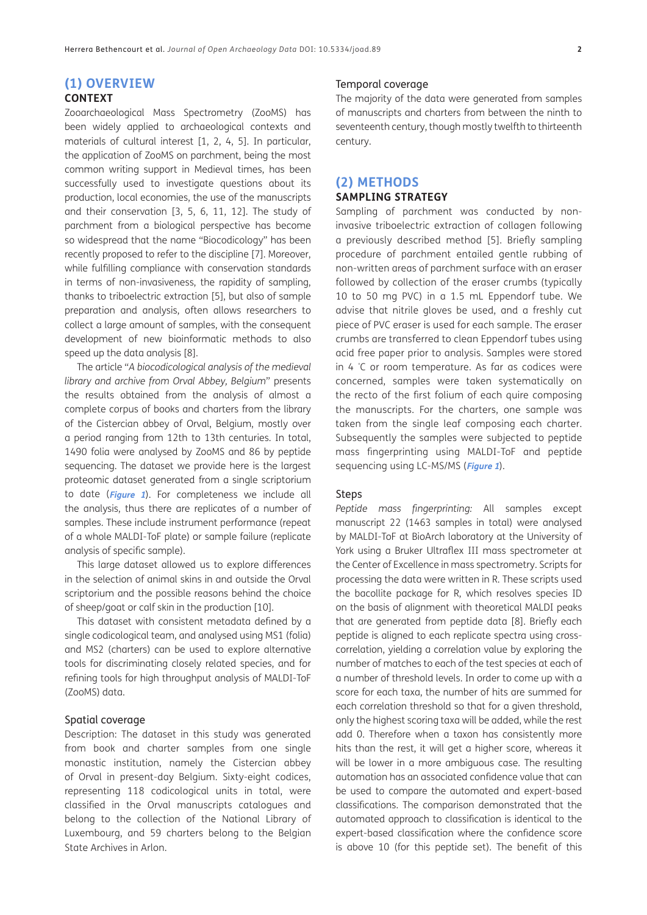## (1) OVERVIEW

### CONTEXT

Zooarchaeological Mass Spectrometry (ZooMS) has been widely applied to archaeological contexts and materials of cultural interest [1, 2, 4, 5]. In particular, the application of ZooMS on parchment, being the most common writing support in Medieval times, has been successfully used to investigate questions about its production, local economies, the use of the manuscripts and their conservation [3, 5, 6, 11, 12]. The study of parchment from a biological perspective has become so widespread that the name "Biocodicology" has been recently proposed to refer to the discipline [7]. Moreover, while fulfilling compliance with conservation standards in terms of non-invasiveness, the rapidity of sampling, thanks to triboelectric extraction [5], but also of sample preparation and analysis, often allows researchers to collect a large amount of samples, with the consequent development of new bioinformatic methods to also speed up the data analysis [8].

The article "*A biocodicological analysis of the medieval library and archive from Orval Abbey, Belgium*" presents the results obtained from the analysis of almost a complete corpus of books and charters from the library of the Cistercian abbey of Orval, Belgium, mostly over a period ranging from 12th to 13th centuries. In total, 1490 folia were analysed by ZooMS and 86 by peptide sequencing. The dataset we provide here is the largest proteomic dataset generated from a single scriptorium to date (***Figure 1***). For completeness we include all the analysis, thus there are replicates of a number of samples. These include instrument performance (repeat of a whole MALDI-ToF plate) or sample failure (replicate analysis of specific sample).

This large dataset allowed us to explore differences in the selection of animal skins in and outside the Orval scriptorium and the possible reasons behind the choice of sheep/goat or calf skin in the production [10].

This dataset with consistent metadata defined by a single codicological team, and analysed using MS1 (folia) and MS2 (charters) can be used to explore alternative tools for discriminating closely related species, and for refining tools for high throughput analysis of MALDI-ToF (ZooMS) data.

#### Spatial coverage

Description: The dataset in this study was generated from book and charter samples from one single monastic institution, namely the Cistercian abbey of Orval in present-day Belgium. Sixty-eight codices, representing 118 codicological units in total, were classified in the Orval manuscripts catalogues and belong to the collection of the National Library of Luxembourg, and 59 charters belong to the Belgian State Archives in Arlon.

#### Temporal coverage

The majority of the data were generated from samples of manuscripts and charters from between the ninth to seventeenth century, though mostly twelfth to thirteenth century.

## (2) METHODS

### SAMPLING STRATEGY

Sampling of parchment was conducted by non-invasive triboelectric extraction of collagen following a previously described method [5]. Briefly sampling procedure of parchment entailed gentle rubbing of non-written areas of parchment surface with an eraser followed by collection of the eraser crumbs (typically 10 to 50 mg PVC) in a 1.5 mL Eppendorf tube. We advise that nitrile gloves be used, and a freshly cut piece of PVC eraser is used for each sample. The eraser crumbs are transferred to clean Eppendorf tubes using acid free paper prior to analysis. Samples were stored in 4 °C or room temperature. As far as codices were concerned, samples were taken systematically on the recto of the first folium of each quire composing the manuscripts. For the charters, one sample was taken from the single leaf composing each charter. Subsequently the samples were subjected to peptide mass fingerprinting using MALDI-ToF and peptide sequencing using LC-MS/MS (***Figure 1***).

#### Steps

*Peptide mass fingerprinting:* All samples except manuscript 22 (1463 samples in total) were analysed by MALDI-ToF at BioArch laboratory at the University of York using a Bruker Ultraflex III mass spectrometer at the Center of Excellence in mass spectrometry. Scripts for processing the data were written in R. These scripts used the bacollite package for R, which resolves species ID on the basis of alignment with theoretical MALDI peaks that are generated from peptide data [8]. Briefly each peptide is aligned to each replicate spectra using cross-correlation, yielding a correlation value by exploring the number of matches to each of the test species at each of a number of threshold levels. In order to come up with a score for each taxa, the number of hits are summed for each correlation threshold so that for a given threshold, only the highest scoring taxa will be added, while the rest add 0. Therefore when a taxon has consistently more hits than the rest, it will get a higher score, whereas it will be lower in a more ambiguous case. The resulting automation has an associated confidence value that can be used to compare the automated and expert-based classifications. The comparison demonstrated that the automated approach to classification is identical to the expert-based classification where the confidence score is above 10 (for this peptide set). The benefit of this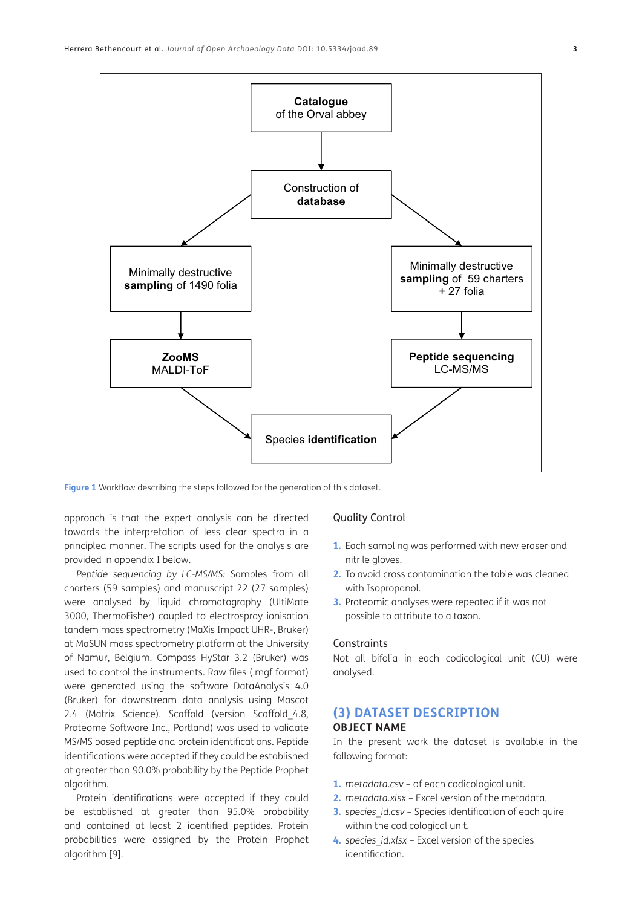Figure 1 Workflow describing the steps followed for the generation of this dataset.

approach is that the expert analysis can be directed towards the interpretation of less clear spectra in a principled manner. The scripts used for the analysis are provided in appendix I below.

*Peptide sequencing by LC-MS/MS:* Samples from all charters (59 samples) and manuscript 22 (27 samples) were analysed by liquid chromatography (UltiMate 3000, ThermoFisher) coupled to electrospray ionisation tandem mass spectrometry (MaXis Impact UHR-, Bruker) at MaSUN mass spectrometry platform at the University of Namur, Belgium. Compass HyStar 3.2 (Bruker) was used to control the instruments. Raw files (.mgf format) were generated using the software DataAnalysis 4.0 (Bruker) for downstream data analysis using Mascot 2.4 (Matrix Science). Scaffold (version Scaffold_4.8, Proteome Software Inc., Portland) was used to validate MS/MS based peptide and protein identifications. Peptide identifications were accepted if they could be established at greater than 90.0% probability by the Peptide Prophet algorithm.

Protein identifications were accepted if they could be established at greater than 95.0% probability and contained at least 2 identified peptides. Protein probabilities were assigned by the Protein Prophet algorithm [9].

### Quality Control

1. Each sampling was performed with new eraser and nitrile gloves.
2. To avoid cross contamination the table was cleaned with Isopropanol.
3. Proteomic analyses were repeated if it was not possible to attribute to a taxon.

### Constraints

Not all bifolia in each codicological unit (CU) were analysed.

## (3) DATASET DESCRIPTION

### OBJECT NAME

In the present work the dataset is available in the following format:

1. *metadata.csv* – of each codicological unit.
2. *metadata.xlsx* – Excel version of the metadata.
3. *species_id.csv* – Species identification of each quire within the codicological unit.
4. *species_id.xlsx* – Excel version of the species identification.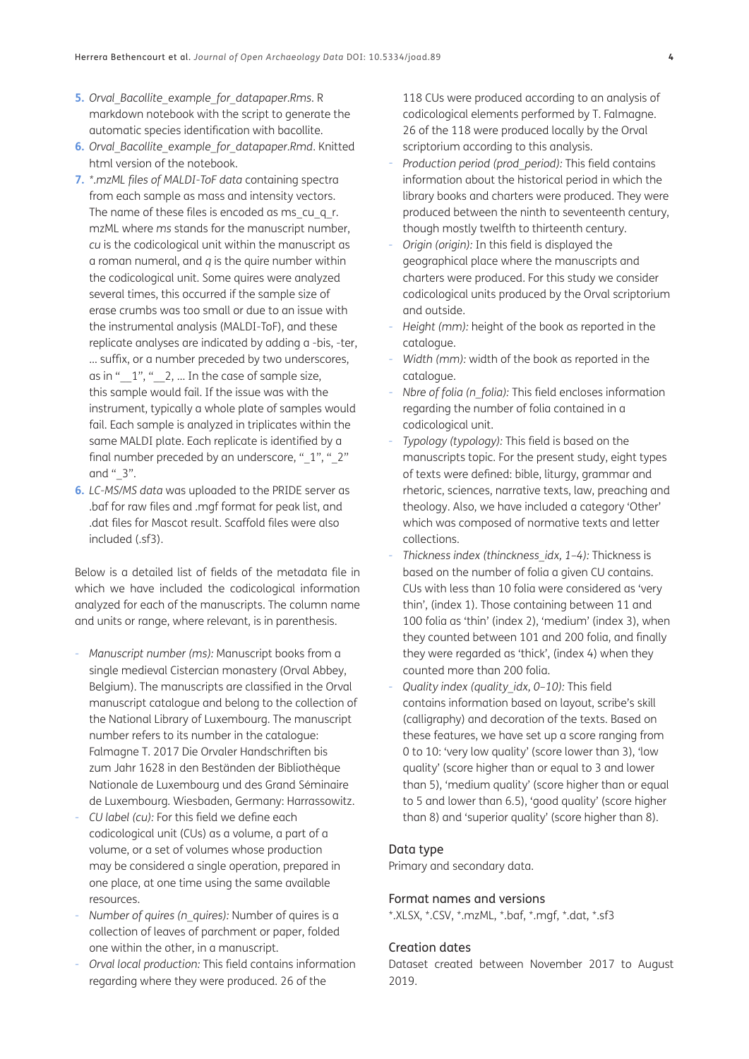5. *Orval_Bacollite_example_for_datapaper.Rms.* R markdown notebook with the script to generate the automatic species identification with bacollite.
6. *Orval_Bacollite_example_for_datapaper.Rmd*. Knitted html version of the notebook.
7. **.mzML files of MALDI-ToF data* containing spectra from each sample as mass and intensity vectors. The name of these files is encoded as ms_cu_q_r.mzML where *ms* stands for the manuscript number, *cu* is the codicological unit within the manuscript as a roman numeral, and *q* is the quire number within the codicological unit. Some quires were analyzed several times, this occurred if the sample size of erase crumbs was too small or due to an issue with the instrumental analysis (MALDI-ToF), and these replicate analyses are indicated by adding a -bis, -ter, ... suffix, or a number preceded by two underscores, as in "__1", "__2, ... In the case of sample size, this sample would fail. If the issue was with the instrument, typically a whole plate of samples would fail. Each sample is analyzed in triplicates within the same MALDI plate. Each replicate is identified by a final number preceded by an underscore, "_1", "_2" and "_3".
6. *LC-MS/MS data* was uploaded to the PRIDE server as .baf for raw files and .mgf format for peak list, and .dat files for Mascot result. Scaffold files were also included (.sf3).

Below is a detailed list of fields of the metadata file in which we have included the codicological information analyzed for each of the manuscripts. The column name and units or range, where relevant, is in parenthesis.

- *Manuscript number (ms):* Manuscript books from a single medieval Cistercian monastery (Orval Abbey, Belgium). The manuscripts are classified in the Orval manuscript catalogue and belong to the collection of the National Library of Luxembourg. The manuscript number refers to its number in the catalogue: Falmagne T. 2017 Die Orvaler Handschriften bis zum Jahr 1628 in den Beständen der Bibliothèque Nationale de Luxembourg und des Grand Séminaire de Luxembourg. Wiesbaden, Germany: Harrassowitz.
- *CU label (cu):* For this field we define each codicological unit (CUs) as a volume, a part of a volume, or a set of volumes whose production may be considered a single operation, prepared in one place, at one time using the same available resources.
- *Number of quires (n_quires):* Number of quires is a collection of leaves of parchment or paper, folded one within the other, in a manuscript.
- *Orval local production:* This field contains information regarding where they were produced. 26 of the 118 CUs were produced according to an analysis of codicological elements performed by T. Falmagne. 26 of the 118 were produced locally by the Orval scriptorium according to this analysis.
- *Production period (prod_period):* This field contains information about the historical period in which the library books and charters were produced. They were produced between the ninth to seventeenth century, though mostly twelfth to thirteenth century.
- *Origin (origin):* In this field is displayed the geographical place where the manuscripts and charters were produced. For this study we consider codicological units produced by the Orval scriptorium and outside.
- *Height (mm):* height of the book as reported in the catalogue.
- *Width (mm):* width of the book as reported in the catalogue.
- *Nbre of folia (n_folia):* This field encloses information regarding the number of folia contained in a codicological unit.
- *Typology (typology):* This field is based on the manuscripts topic. For the present study, eight types of texts were defined: bible, liturgy, grammar and rhetoric, sciences, narrative texts, law, preaching and theology. Also, we have included a category 'Other' which was composed of normative texts and letter collections.
- *Thickness index (thinckness_idx, 1–4):* Thickness is based on the number of folia a given CU contains. CUs with less than 10 folia were considered as 'very thin', (index 1). Those containing between 11 and 100 folia as 'thin' (index 2), 'medium' (index 3), when they counted between 101 and 200 folia, and finally they were regarded as 'thick', (index 4) when they counted more than 200 folia.
- *Quality index (quality_idx, 0–10):* This field contains information based on layout, scribe's skill (calligraphy) and decoration of the texts. Based on these features, we have set up a score ranging from 0 to 10: 'very low quality' (score lower than 3), 'low quality' (score higher than or equal to 3 and lower than 5), 'medium quality' (score higher than or equal to 5 and lower than 6.5), 'good quality' (score higher than 8) and 'superior quality' (score higher than 8).

### Data type

Primary and secondary data.

### Format names and versions

*.XLSX, *.CSV, *.mzML, *.baf, *.mgf, *.dat, *.sf3

### Creation dates

Dataset created between November 2017 to August 2019.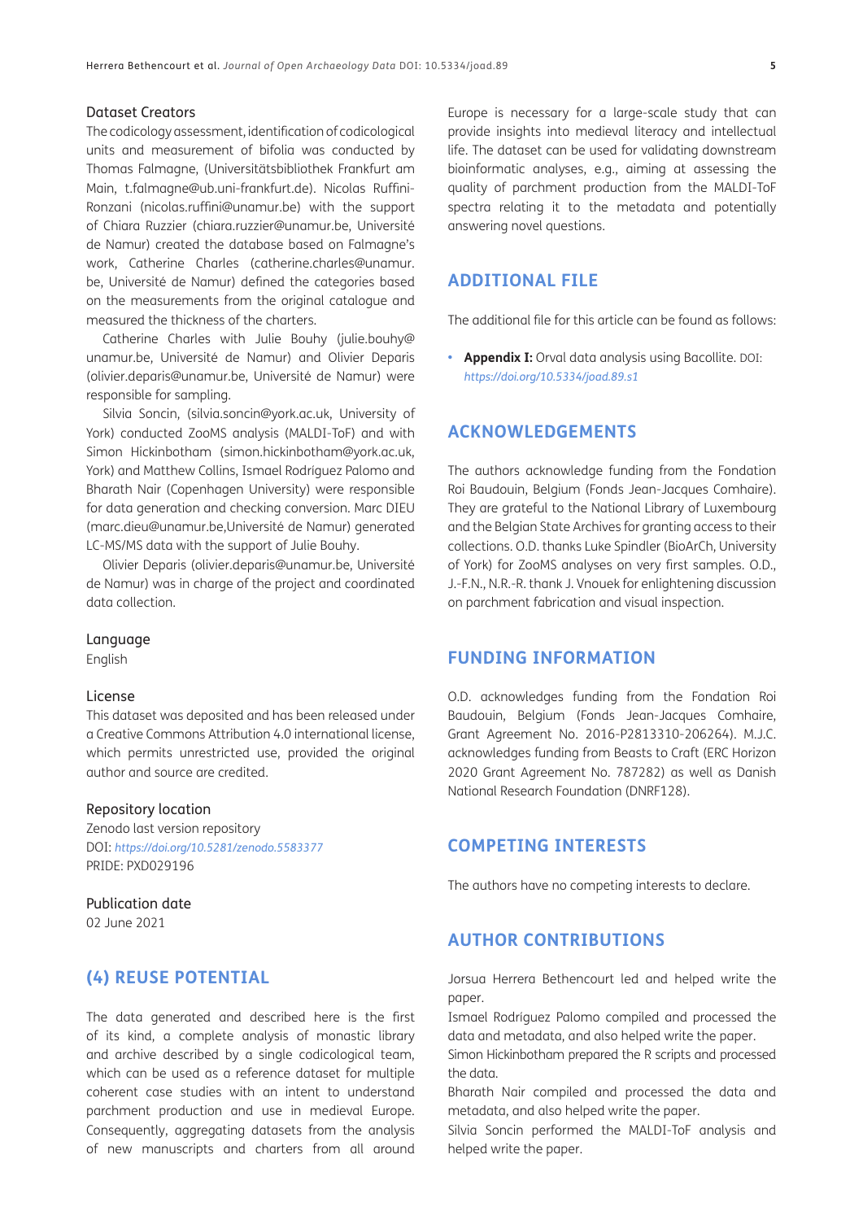### Dataset Creators

The codicology assessment, identification of codicological units and measurement of bifolia was conducted by Thomas Falmagne, (Universitätsbibliothek Frankfurt am Main, t.falmagne@ub.uni-frankfurt.de). Nicolas Ruffini-Ronzani (nicolas.ruffini@unamur.be) with the support of Chiara Ruzzier (chiara.ruzzier@unamur.be, Université de Namur) created the database based on Falmagne's work, Catherine Charles (catherine.charles@unamur.be, Université de Namur) defined the categories based on the measurements from the original catalogue and measured the thickness of the charters.

Catherine Charles with Julie Bouhy (julie.bouhy@unamur.be, Université de Namur) and Olivier Deparis (olivier.deparis@unamur.be, Université de Namur) were responsible for sampling.

Silvia Soncin, (silvia.soncin@york.ac.uk, University of York) conducted ZooMS analysis (MALDI-ToF) and with Simon Hickinbotham (simon.hickinbotham@york.ac.uk, York) and Matthew Collins, Ismael Rodriguez Palomo and Bharath Nair (Copenhagen University) were responsible for data generation and checking conversion. Marc DIEU (marc.dieu@unamur.be,Université de Namur) generated LC-MS/MS data with the support of Julie Bouhy.

Olivier Deparis (olivier.deparis@unamur.be, Université de Namur) was in charge of the project and coordinated data collection.

### Language

English

### License

This dataset was deposited and has been released under a Creative Commons Attribution 4.0 international license, which permits unrestricted use, provided the original author and source are credited.

### Repository location

Zenodo last version repository
DOI: *https://doi.org/10.5281/zenodo.5583377*
PRIDE: PXD029196

### Publication date

02 June 2021

## (4) REUSE POTENTIAL

The data generated and described here is the first of its kind, a complete analysis of monastic library and archive described by a single codicological team, which can be used as a reference dataset for multiple coherent case studies with an intent to understand parchment production and use in medieval Europe. Consequently, aggregating datasets from the analysis of new manuscripts and charters from all around Europe is necessary for a large-scale study that can provide insights into medieval literacy and intellectual life. The dataset can be used for validating downstream bioinformatic analyses, e.g., aiming at assessing the quality of parchment production from the MALDI-ToF spectra relating it to the metadata and potentially answering novel questions.

## ADDITIONAL FILE

The additional file for this article can be found as follows:

- **Appendix I:** Orval data analysis using Bacollite. DOI: *https://doi.org/10.5334/joad.89.s1*

## ACKNOWLEDGEMENTS

The authors acknowledge funding from the Fondation Roi Baudouin, Belgium (Fonds Jean-Jacques Comhaire). They are grateful to the National Library of Luxembourg and the Belgian State Archives for granting access to their collections. O.D. thanks Luke Spindler (BioArCh, University of York) for ZooMS analyses on very first samples. O.D., J.-F.N., N.R.-R. thank J. Vnouek for enlightening discussion on parchment fabrication and visual inspection.

## FUNDING INFORMATION

O.D. acknowledges funding from the Fondation Roi Baudouin, Belgium (Fonds Jean-Jacques Comhaire, Grant Agreement No. 2016-P2813310-206264). M.J.C. acknowledges funding from Beasts to Craft (ERC Horizon 2020 Grant Agreement No. 787282) as well as Danish National Research Foundation (DNRF128).

## COMPETING INTERESTS

The authors have no competing interests to declare.

## AUTHOR CONTRIBUTIONS

Jorsua Herrera Bethencourt led and helped write the paper.

Ismael Rodríguez Palomo compiled and processed the data and metadata, and also helped write the paper.

Simon Hickinbotham prepared the R scripts and processed the data.

Bharath Nair compiled and processed the data and metadata, and also helped write the paper.

Silvia Soncin performed the MALDI-ToF analysis and helped write the paper.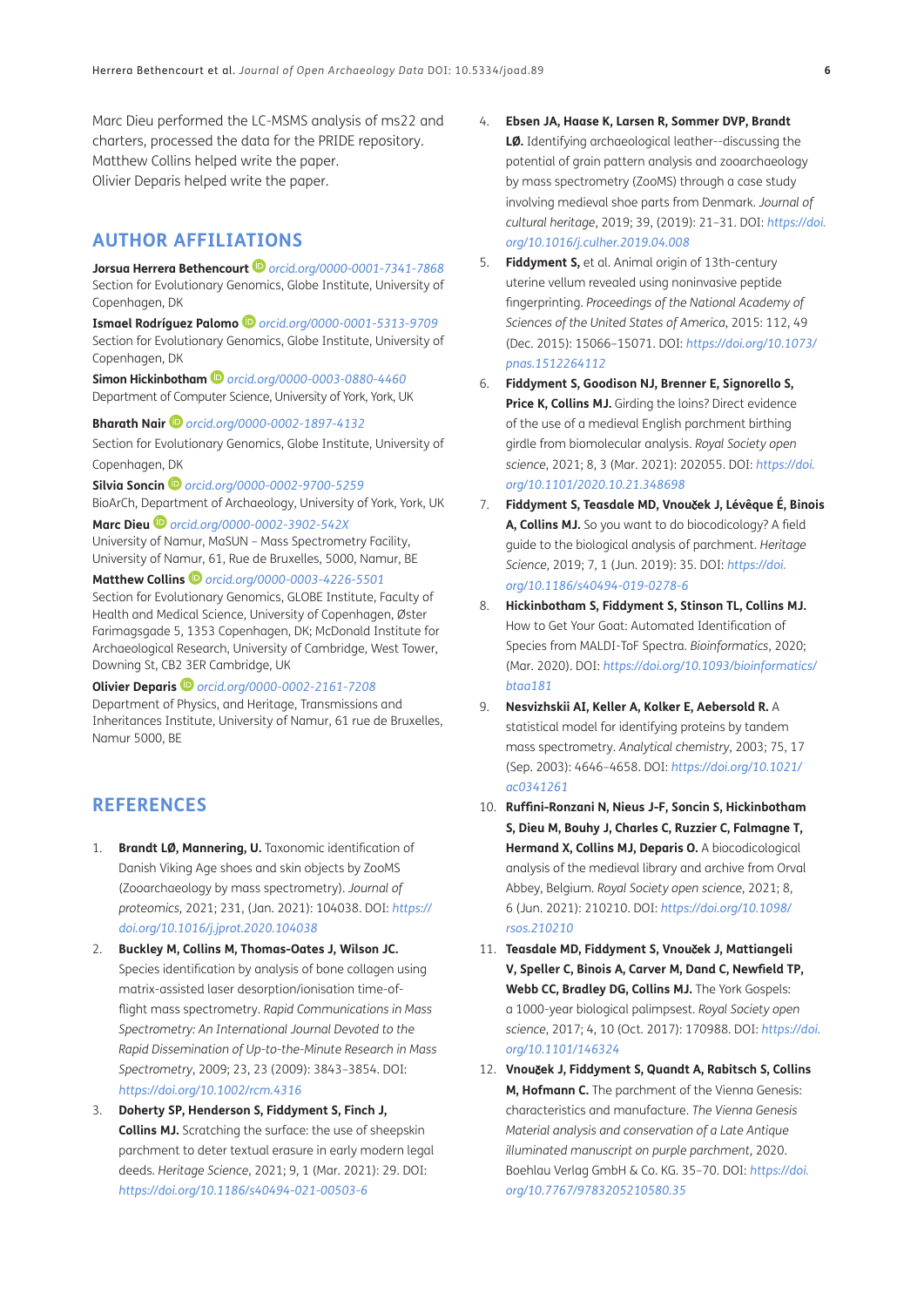Marc Dieu performed the LC-MSMS analysis of ms22 and charters, processed the data for the PRIDE repository.
Matthew Collins helped write the paper.
Olivier Deparis helped write the paper.

## AUTHOR AFFILIATIONS

**Jorsua Herrera Bethencourt** orcid.org/0000-0001-7341-7868
Section for Evolutionary Genomics, Globe Institute, University of Copenhagen, DK

**Ismael Rodríguez Palomo** orcid.org/0000-0001-5313-9709
Section for Evolutionary Genomics, Globe Institute, University of Copenhagen, DK

**Simon Hickinbotham** orcid.org/0000-0003-0880-4460
Department of Computer Science, University of York, York, UK

**Bharath Nair** orcid.org/0000-0002-1897-4132
Section for Evolutionary Genomics, Globe Institute, University of Copenhagen, DK

**Silvia Soncin** orcid.org/0000-0002-9700-5259
BioArCh, Department of Archaeology, University of York, York, UK

**Marc Dieu** orcid.org/0000-0002-3902-542X
University of Namur, MaSUN – Mass Spectrometry Facility, University of Namur, 61, Rue de Bruxelles, 5000, Namur, BE

**Matthew Collins** orcid.org/0000-0003-4226-5501
Section for Evolutionary Genomics, GLOBE Institute, Faculty of Health and Medical Science, University of Copenhagen, Øster Farimagsgade 5, 1353 Copenhagen, DK; McDonald Institute for Archaeological Research, University of Cambridge, West Tower, Downing St, CB2 3ER Cambridge, UK

**Olivier Deparis** orcid.org/0000-0002-2161-7208
Department of Physics, and Heritage, Transmissions and Inheritances Institute, University of Namur, 61 rue de Bruxelles, Namur 5000, BE

## REFERENCES

1. **Brandt LØ, Mannering, U.** Taxonomic identification of Danish Viking Age shoes and skin objects by ZooMS (Zooarchaeology by mass spectrometry). *Journal of proteomics*, 2021; 231, (Jan. 2021): 104038. DOI: https://doi.org/10.1016/j.jprot.2020.104038
2. **Buckley M, Collins M, Thomas-Oates J, Wilson JC.** Species identification by analysis of bone collagen using matrix-assisted laser desorption/ionisation time-of-flight mass spectrometry. *Rapid Communications in Mass Spectrometry: An International Journal Devoted to the Rapid Dissemination of Up-to-the-Minute Research in Mass Spectrometry*, 2009; 23, 23 (2009): 3843–3854. DOI: https://doi.org/10.1002/rcm.4316
3. **Doherty SP, Henderson S, Fiddyment S, Finch J, Collins MJ.** Scratching the surface: the use of sheepskin parchment to deter textual erasure in early modern legal deeds. *Heritage Science*, 2021; 9, 1 (Mar. 2021): 29. DOI: https://doi.org/10.1186/s40494-021-00503-6
4. **Ebsen JA, Haase K, Larsen R, Sommer DVP, Brandt LØ.** Identifying archaeological leather--discussing the potential of grain pattern analysis and zooarchaeology by mass spectrometry (ZooMS) through a case study involving medieval shoe parts from Denmark. *Journal of cultural heritage*, 2019; 39, (2019): 21–31. DOI: https://doi.org/10.1016/j.culher.2019.04.008
5. **Fiddyment S,** et al. Animal origin of 13th-century uterine vellum revealed using noninvasive peptide fingerprinting. *Proceedings of the National Academy of Sciences of the United States of America*, 2015: 112, 49 (Dec. 2015): 15066–15071. DOI: https://doi.org/10.1073/pnas.1512264112
6. **Fiddyment S, Goodison NJ, Brenner E, Signorello S, Price K, Collins MJ.** Girding the loins? Direct evidence of the use of a medieval English parchment birthing girdle from biomolecular analysis. *Royal Society open science*, 2021; 8, 3 (Mar. 2021): 202055. DOI: https://doi.org/10.1101/2020.10.21.348698
7. **Fiddyment S, Teasdale MD, Vnouček J, Lévêque É, Binois A, Collins MJ.** So you want to do biocodicology? A field guide to the biological analysis of parchment. *Heritage Science*, 2019; 7, 1 (Jun. 2019): 35. DOI: https://doi.org/10.1186/s40494-019-0278-6
8. **Hickinbotham S, Fiddyment S, Stinson TL, Collins MJ.** How to Get Your Goat: Automated Identification of Species from MALDI-ToF Spectra. *Bioinformatics*, 2020; (Mar. 2020). DOI: https://doi.org/10.1093/bioinformatics/btaa181
9. **Nesvizhskii AI, Keller A, Kolker E, Aebersold R.** A statistical model for identifying proteins by tandem mass spectrometry. *Analytical chemistry*, 2003; 75, 17 (Sep. 2003): 4646–4658. DOI: https://doi.org/10.1021/ac0341261
10. **Ruffini-Ronzani N, Nieus J-F, Soncin S, Hickinbotham S, Dieu M, Bouhy J, Charles C, Ruzzier C, Falmagne T, Hermand X, Collins MJ, Deparis O.** A biocodicological analysis of the medieval library and archive from Orval Abbey, Belgium. *Royal Society open science*, 2021; 8, 6 (Jun. 2021): 210210. DOI: https://doi.org/10.1098/rsos.210210
11. **Teasdale MD, Fiddyment S, Vnouček J, Mattiangeli V, Speller C, Binois A, Carver M, Dand C, Newfield TP, Webb CC, Bradley DG, Collins MJ.** The York Gospels: a 1000-year biological palimpsest. *Royal Society open science*, 2017; 4, 10 (Oct. 2017): 170988. DOI: https://doi.org/10.1101/146324
12. **Vnouček J, Fiddyment S, Quandt A, Rabitsch S, Collins M, Hofmann C.** The parchment of the Vienna Genesis: characteristics and manufacture. *The Vienna Genesis Material analysis and conservation of a Late Antique illuminated manuscript on purple parchment*, 2020. Boehlau Verlag GmbH & Co. KG. 35–70. DOI: https://doi.org/10.7767/9783205210580.35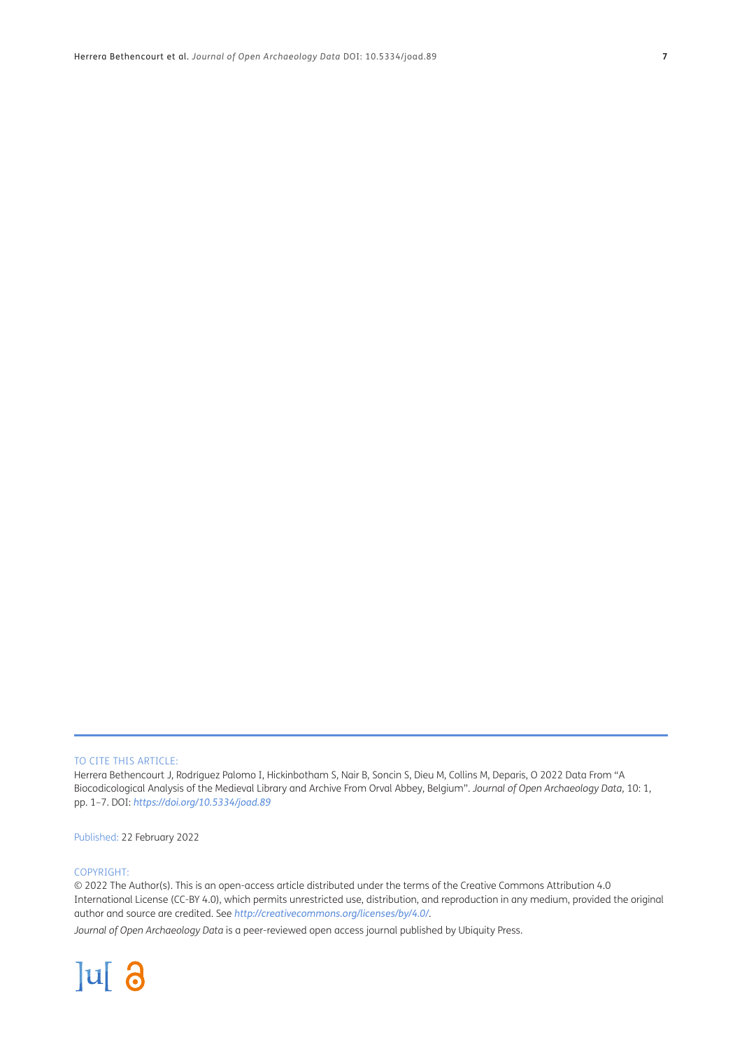TO CITE THIS ARTICLE:

Herrera Bethencourt J, Rodriguez Palomo I, Hickinbotham S, Nair B, Soncin S, Dieu M, Collins M, Deparis, O 2022 Data From "A Biocodicological Analysis of the Medieval Library and Archive From Orval Abbey, Belgium". *Journal of Open Archaeology Data*, 10: 1, pp. 1–7. DOI: *https://doi.org/10.5334/joad.89*

Published: 22 February 2022

COPYRIGHT:

© 2022 The Author(s). This is an open-access article distributed under the terms of the Creative Commons Attribution 4.0 International License (CC-BY 4.0), which permits unrestricted use, distribution, and reproduction in any medium, provided the original author and source are credited. See *http://creativecommons.org/licenses/by/4.0/*.

*Journal of Open Archaeology Data* is a peer-reviewed open access journal published by Ubiquity Press.